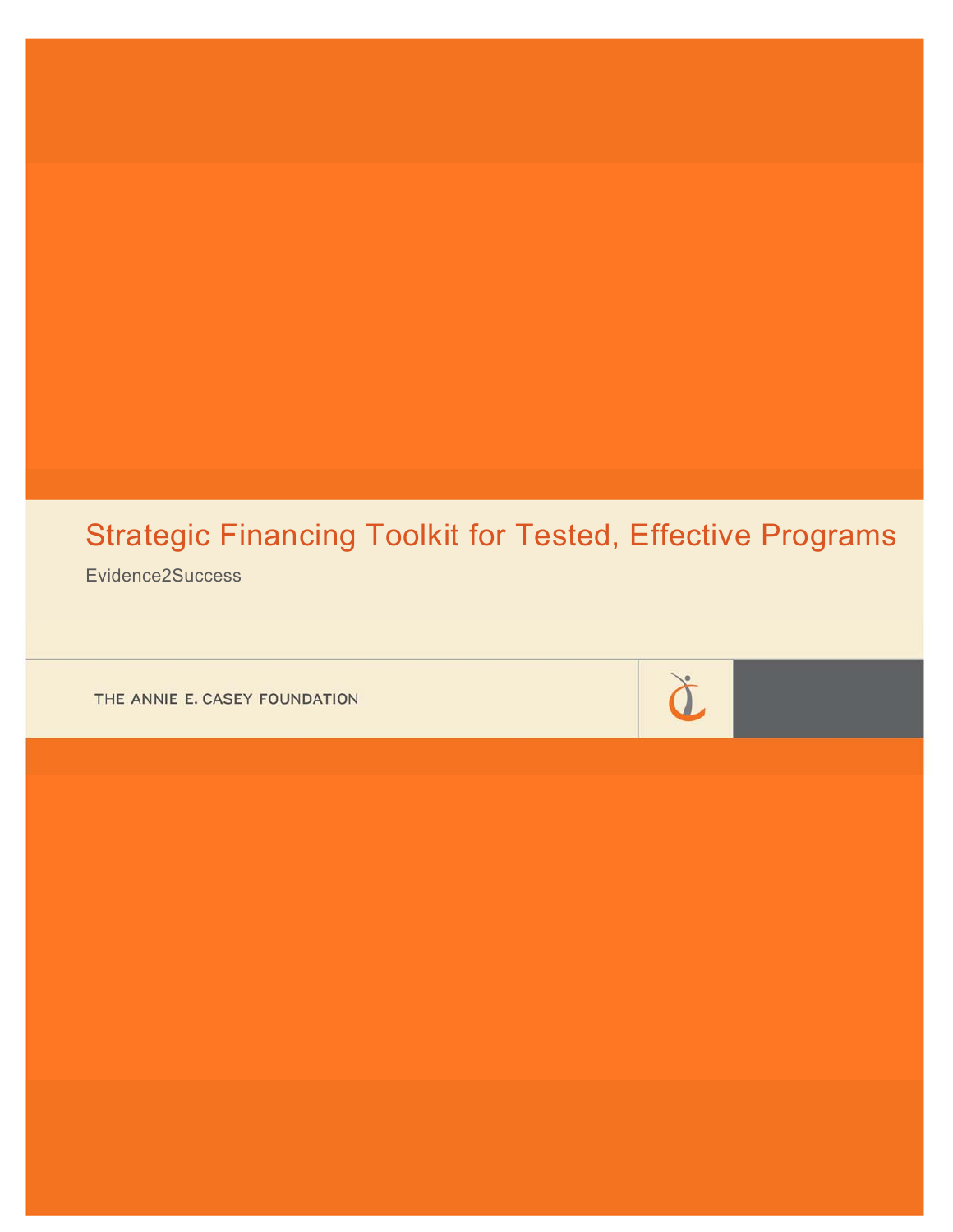# Strategic Financing Toolkit for Tested, Effective Programs

Evidence2Success

THE ANNIE E. CASEY FOUNDATION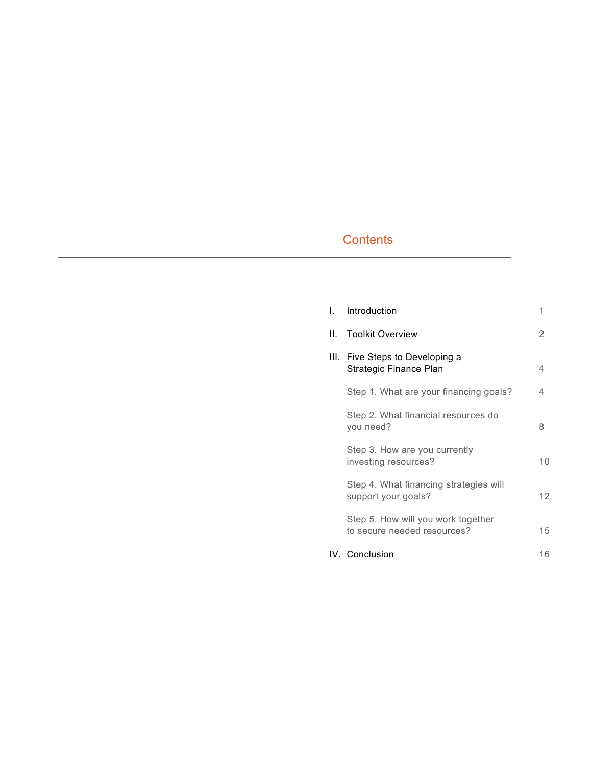## Contents

| | | |
|---|---|---|
| I. | Introduction | 1 |
| II. | Toolkit Overview | 2 |
| III. | Five Steps to Developing a Strategic Finance Plan | 4 |
| | Step 1. What are your financing goals? | 4 |
| | Step 2. What financial resources do you need? | 8 |
| | Step 3. How are you currently investing resources? | 10 |
| | Step 4. What financing strategies will support your goals? | 12 |
| | Step 5. How will you work together to secure needed resources? | 15 |
| IV. | Conclusion | 16 |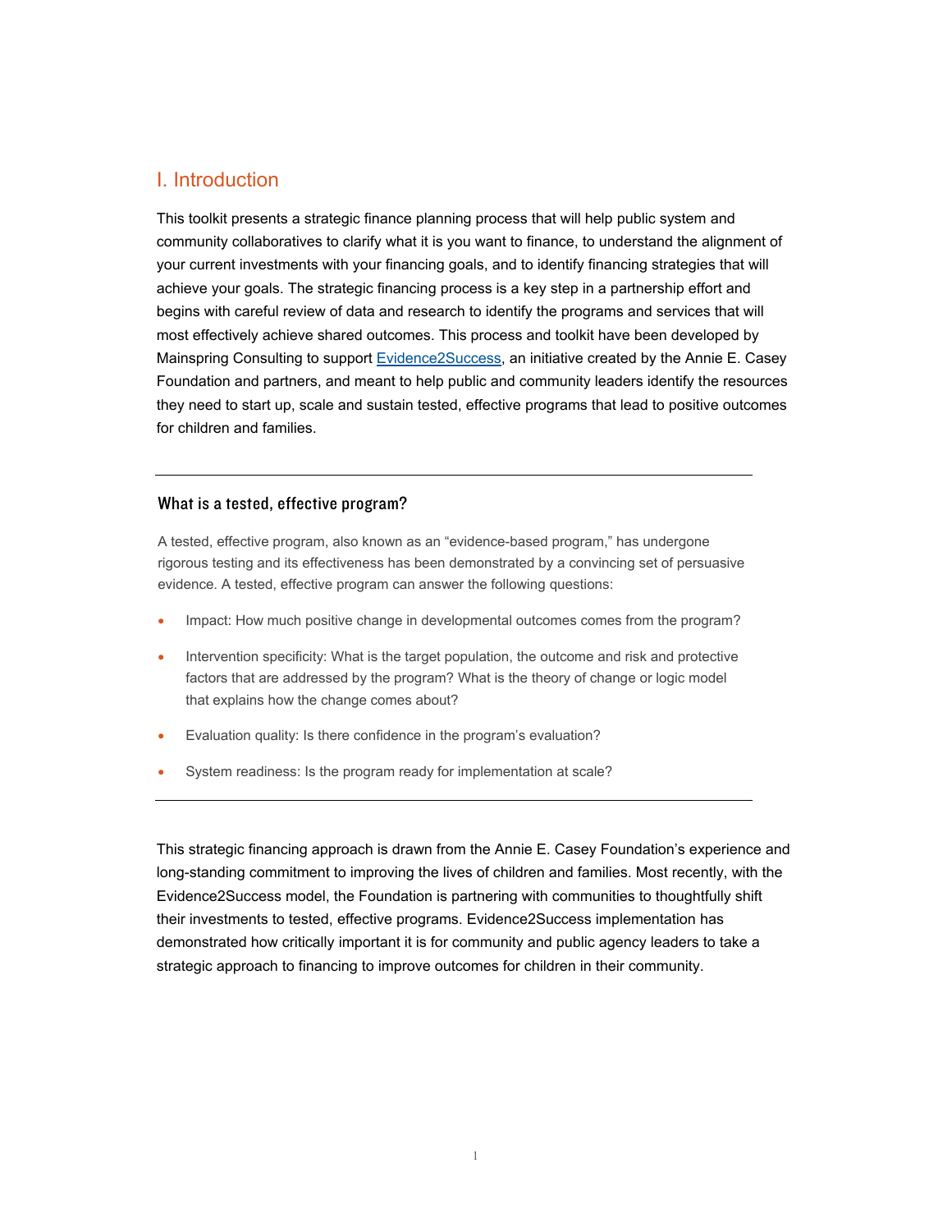## I. Introduction

This toolkit presents a strategic finance planning process that will help public system and community collaboratives to clarify what it is you want to finance, to understand the alignment of your current investments with your financing goals, and to identify financing strategies that will achieve your goals. The strategic financing process is a key step in a partnership effort and begins with careful review of data and research to identify the programs and services that will most effectively achieve shared outcomes. This process and toolkit have been developed by Mainspring Consulting to support Evidence2Success, an initiative created by the Annie E. Casey Foundation and partners, and meant to help public and community leaders identify the resources they need to start up, scale and sustain tested, effective programs that lead to positive outcomes for children and families.

---

### What is a tested, effective program?

A tested, effective program, also known as an "evidence-based program," has undergone rigorous testing and its effectiveness has been demonstrated by a convincing set of persuasive evidence. A tested, effective program can answer the following questions:

- Impact: How much positive change in developmental outcomes comes from the program?
- Intervention specificity: What is the target population, the outcome and risk and protective factors that are addressed by the program? What is the theory of change or logic model that explains how the change comes about?
- Evaluation quality: Is there confidence in the program's evaluation?
- System readiness: Is the program ready for implementation at scale?

---

This strategic financing approach is drawn from the Annie E. Casey Foundation's experience and long-standing commitment to improving the lives of children and families. Most recently, with the Evidence2Success model, the Foundation is partnering with communities to thoughtfully shift their investments to tested, effective programs. Evidence2Success implementation has demonstrated how critically important it is for community and public agency leaders to take a strategic approach to financing to improve outcomes for children in their community.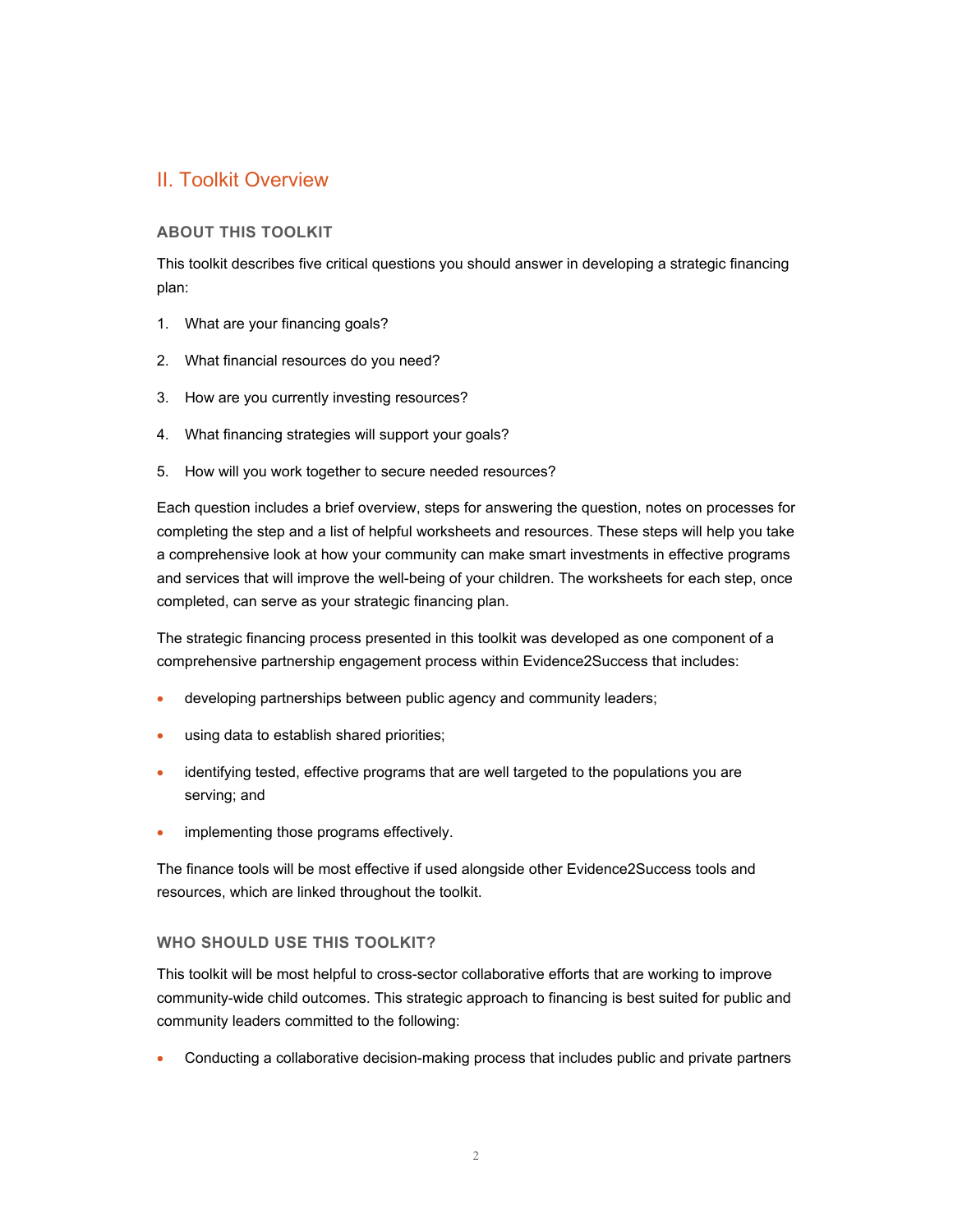## II. Toolkit Overview

### ABOUT THIS TOOLKIT

This toolkit describes five critical questions you should answer in developing a strategic financing plan:

1. What are your financing goals?
2. What financial resources do you need?
3. How are you currently investing resources?
4. What financing strategies will support your goals?
5. How will you work together to secure needed resources?

Each question includes a brief overview, steps for answering the question, notes on processes for completing the step and a list of helpful worksheets and resources. These steps will help you take a comprehensive look at how your community can make smart investments in effective programs and services that will improve the well-being of your children. The worksheets for each step, once completed, can serve as your strategic financing plan.

The strategic financing process presented in this toolkit was developed as one component of a comprehensive partnership engagement process within Evidence2Success that includes:

- developing partnerships between public agency and community leaders;
- using data to establish shared priorities;
- identifying tested, effective programs that are well targeted to the populations you are serving; and
- implementing those programs effectively.

The finance tools will be most effective if used alongside other Evidence2Success tools and resources, which are linked throughout the toolkit.

### WHO SHOULD USE THIS TOOLKIT?

This toolkit will be most helpful to cross-sector collaborative efforts that are working to improve community-wide child outcomes. This strategic approach to financing is best suited for public and community leaders committed to the following:

- Conducting a collaborative decision-making process that includes public and private partners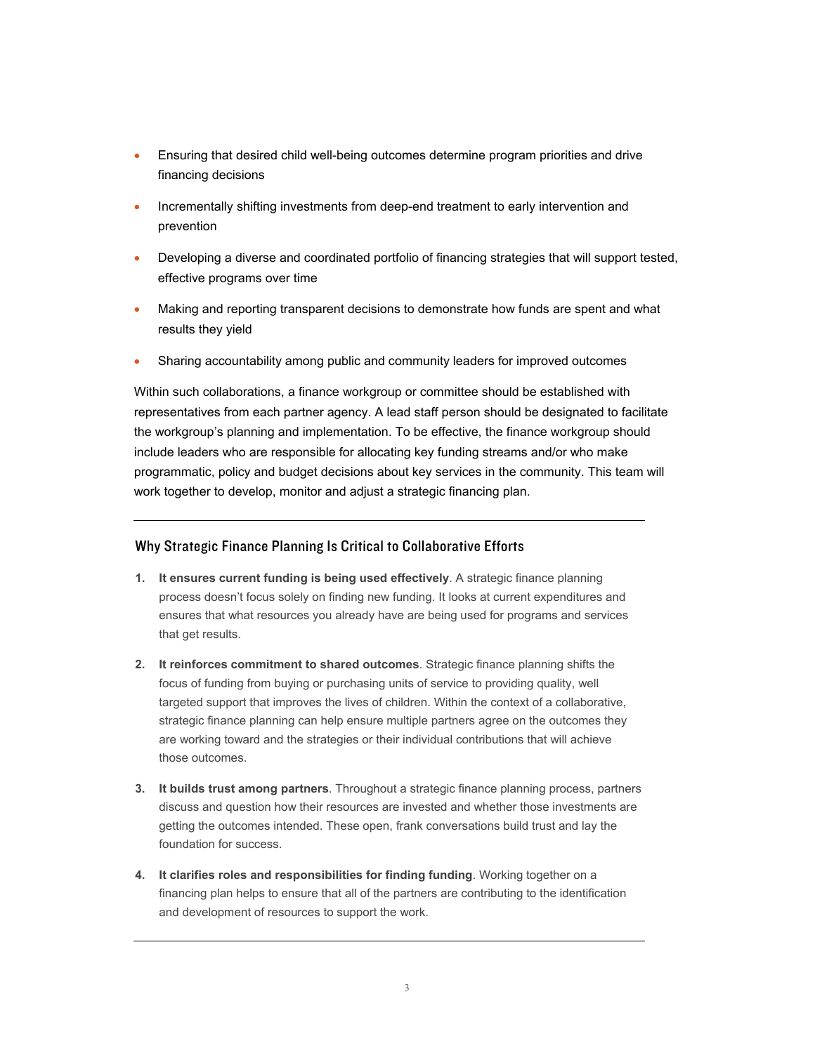- Ensuring that desired child well-being outcomes determine program priorities and drive financing decisions
- Incrementally shifting investments from deep-end treatment to early intervention and prevention
- Developing a diverse and coordinated portfolio of financing strategies that will support tested, effective programs over time
- Making and reporting transparent decisions to demonstrate how funds are spent and what results they yield
- Sharing accountability among public and community leaders for improved outcomes

Within such collaborations, a finance workgroup or committee should be established with representatives from each partner agency. A lead staff person should be designated to facilitate the workgroup's planning and implementation. To be effective, the finance workgroup should include leaders who are responsible for allocating key funding streams and/or who make programmatic, policy and budget decisions about key services in the community. This team will work together to develop, monitor and adjust a strategic financing plan.

---

## Why Strategic Finance Planning Is Critical to Collaborative Efforts

1. **It ensures current funding is being used effectively**. A strategic finance planning process doesn't focus solely on finding new funding. It looks at current expenditures and ensures that what resources you already have are being used for programs and services that get results.

2. **It reinforces commitment to shared outcomes**. Strategic finance planning shifts the focus of funding from buying or purchasing units of service to providing quality, well targeted support that improves the lives of children. Within the context of a collaborative, strategic finance planning can help ensure multiple partners agree on the outcomes they are working toward and the strategies or their individual contributions that will achieve those outcomes.

3. **It builds trust among partners**. Throughout a strategic finance planning process, partners discuss and question how their resources are invested and whether those investments are getting the outcomes intended. These open, frank conversations build trust and lay the foundation for success.

4. **It clarifies roles and responsibilities for finding funding**. Working together on a financing plan helps to ensure that all of the partners are contributing to the identification and development of resources to support the work.

---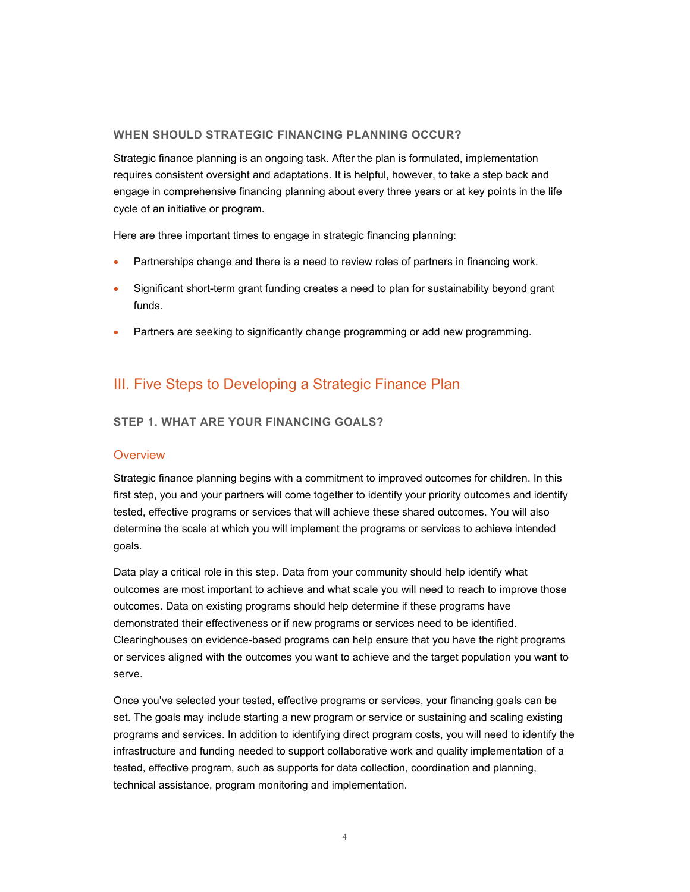### WHEN SHOULD STRATEGIC FINANCING PLANNING OCCUR?

Strategic finance planning is an ongoing task. After the plan is formulated, implementation requires consistent oversight and adaptations. It is helpful, however, to take a step back and engage in comprehensive financing planning about every three years or at key points in the life cycle of an initiative or program.

Here are three important times to engage in strategic financing planning:

- Partnerships change and there is a need to review roles of partners in financing work.
- Significant short-term grant funding creates a need to plan for sustainability beyond grant funds.
- Partners are seeking to significantly change programming or add new programming.

## III. Five Steps to Developing a Strategic Finance Plan

### STEP 1. WHAT ARE YOUR FINANCING GOALS?

#### Overview

Strategic finance planning begins with a commitment to improved outcomes for children. In this first step, you and your partners will come together to identify your priority outcomes and identify tested, effective programs or services that will achieve these shared outcomes. You will also determine the scale at which you will implement the programs or services to achieve intended goals.

Data play a critical role in this step. Data from your community should help identify what outcomes are most important to achieve and what scale you will need to reach to improve those outcomes. Data on existing programs should help determine if these programs have demonstrated their effectiveness or if new programs or services need to be identified. Clearinghouses on evidence-based programs can help ensure that you have the right programs or services aligned with the outcomes you want to achieve and the target population you want to serve.

Once you've selected your tested, effective programs or services, your financing goals can be set. The goals may include starting a new program or service or sustaining and scaling existing programs and services. In addition to identifying direct program costs, you will need to identify the infrastructure and funding needed to support collaborative work and quality implementation of a tested, effective program, such as supports for data collection, coordination and planning, technical assistance, program monitoring and implementation.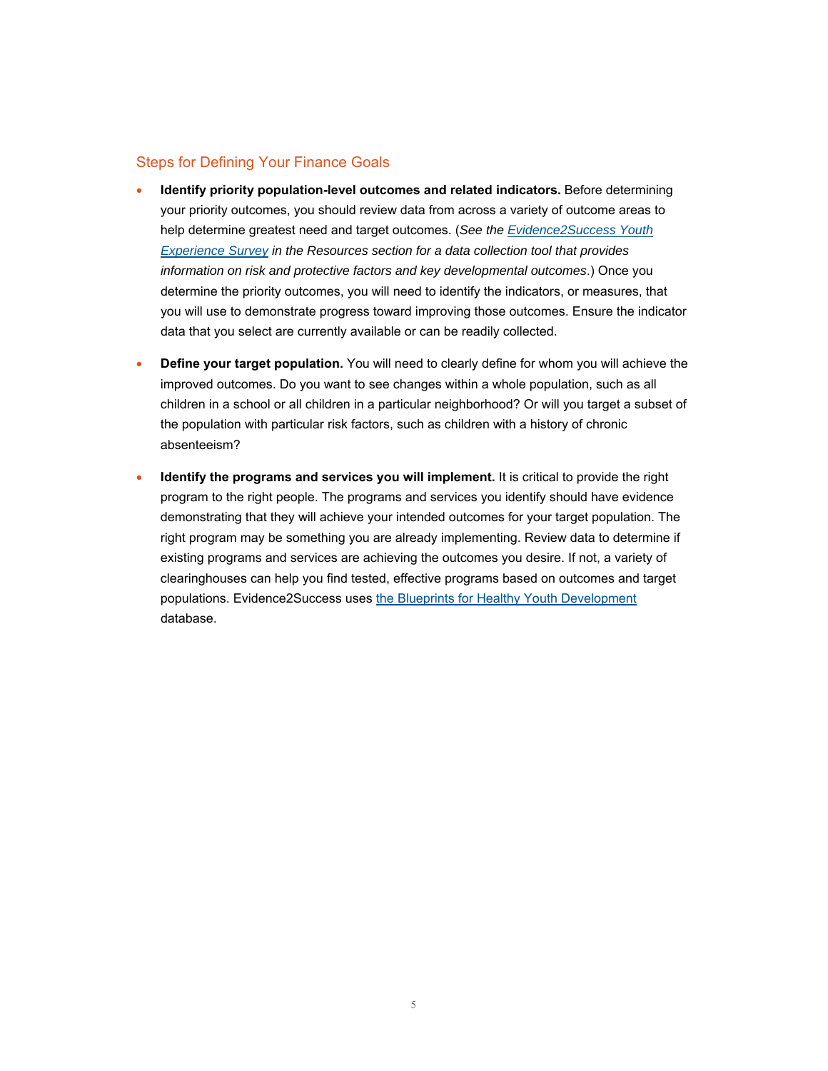## Steps for Defining Your Finance Goals

- **Identify priority population-level outcomes and related indicators.** Before determining your priority outcomes, you should review data from across a variety of outcome areas to help determine greatest need and target outcomes. (*See the [Evidence2Success Youth Experience Survey]() in the Resources section for a data collection tool that provides information on risk and protective factors and key developmental outcomes*.) Once you determine the priority outcomes, you will need to identify the indicators, or measures, that you will use to demonstrate progress toward improving those outcomes. Ensure the indicator data that you select are currently available or can be readily collected.

- **Define your target population.** You will need to clearly define for whom you will achieve the improved outcomes. Do you want to see changes within a whole population, such as all children in a school or all children in a particular neighborhood? Or will you target a subset of the population with particular risk factors, such as children with a history of chronic absenteeism?

- **Identify the programs and services you will implement.** It is critical to provide the right program to the right people. The programs and services you identify should have evidence demonstrating that they will achieve your intended outcomes for your target population. The right program may be something you are already implementing. Review data to determine if existing programs and services are achieving the outcomes you desire. If not, a variety of clearinghouses can help you find tested, effective programs based on outcomes and target populations. Evidence2Success uses [the Blueprints for Healthy Youth Development]() database.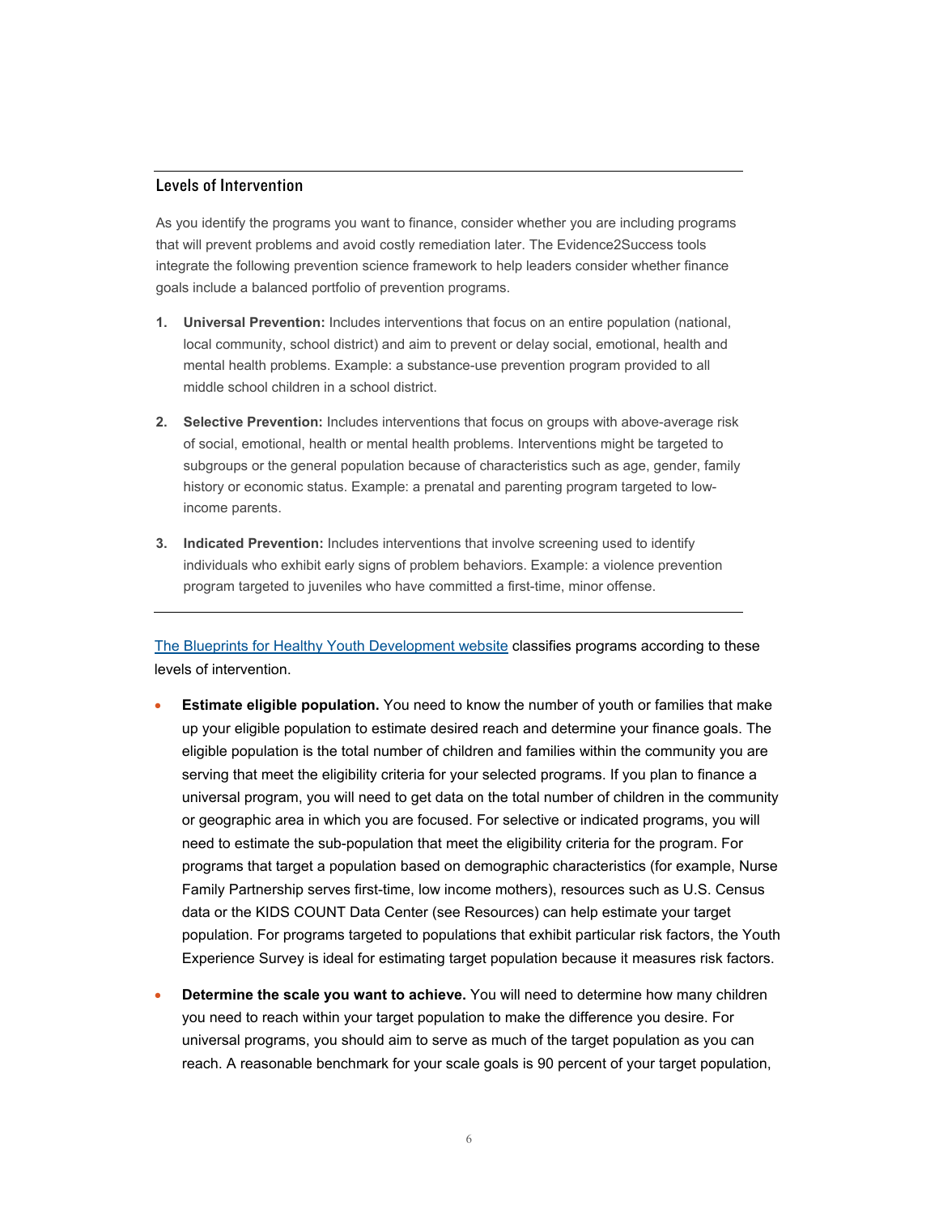## Levels of Intervention

As you identify the programs you want to finance, consider whether you are including programs that will prevent problems and avoid costly remediation later. The Evidence2Success tools integrate the following prevention science framework to help leaders consider whether finance goals include a balanced portfolio of prevention programs.

1. **Universal Prevention:** Includes interventions that focus on an entire population (national, local community, school district) and aim to prevent or delay social, emotional, health and mental health problems. Example: a substance-use prevention program provided to all middle school children in a school district.
2. **Selective Prevention:** Includes interventions that focus on groups with above-average risk of social, emotional, health or mental health problems. Interventions might be targeted to subgroups or the general population because of characteristics such as age, gender, family history or economic status. Example: a prenatal and parenting program targeted to low-income parents.
3. **Indicated Prevention:** Includes interventions that involve screening used to identify individuals who exhibit early signs of problem behaviors. Example: a violence prevention program targeted to juveniles who have committed a first-time, minor offense.

The Blueprints for Healthy Youth Development website classifies programs according to these levels of intervention.

- **Estimate eligible population.** You need to know the number of youth or families that make up your eligible population to estimate desired reach and determine your finance goals. The eligible population is the total number of children and families within the community you are serving that meet the eligibility criteria for your selected programs. If you plan to finance a universal program, you will need to get data on the total number of children in the community or geographic area in which you are focused. For selective or indicated programs, you will need to estimate the sub-population that meet the eligibility criteria for the program. For programs that target a population based on demographic characteristics (for example, Nurse Family Partnership serves first-time, low income mothers), resources such as U.S. Census data or the KIDS COUNT Data Center (see Resources) can help estimate your target population. For programs targeted to populations that exhibit particular risk factors, the Youth Experience Survey is ideal for estimating target population because it measures risk factors.
- **Determine the scale you want to achieve.** You will need to determine how many children you need to reach within your target population to make the difference you desire. For universal programs, you should aim to serve as much of the target population as you can reach. A reasonable benchmark for your scale goals is 90 percent of your target population,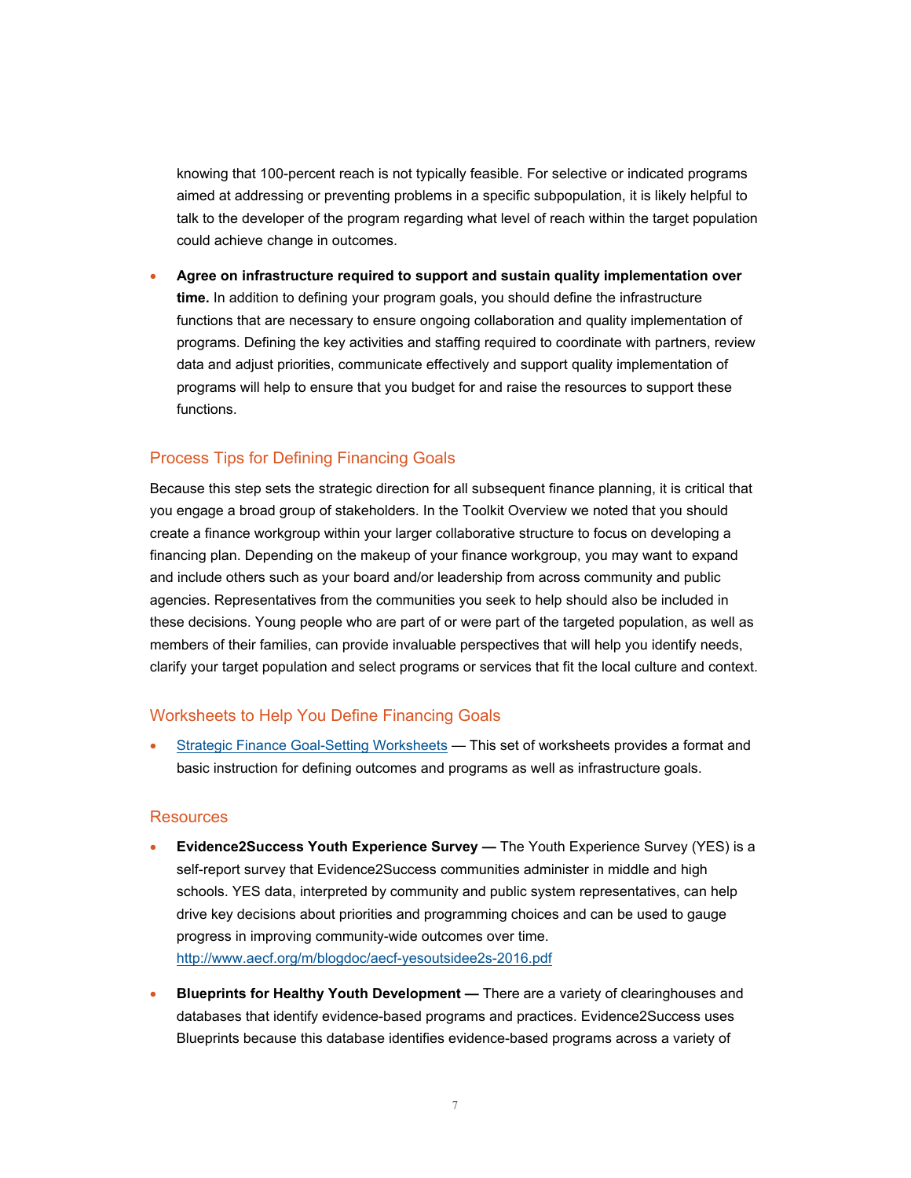knowing that 100-percent reach is not typically feasible. For selective or indicated programs aimed at addressing or preventing problems in a specific subpopulation, it is likely helpful to talk to the developer of the program regarding what level of reach within the target population could achieve change in outcomes.

- **Agree on infrastructure required to support and sustain quality implementation over time.** In addition to defining your program goals, you should define the infrastructure functions that are necessary to ensure ongoing collaboration and quality implementation of programs. Defining the key activities and staffing required to coordinate with partners, review data and adjust priorities, communicate effectively and support quality implementation of programs will help to ensure that you budget for and raise the resources to support these functions.

## Process Tips for Defining Financing Goals

Because this step sets the strategic direction for all subsequent finance planning, it is critical that you engage a broad group of stakeholders. In the Toolkit Overview we noted that you should create a finance workgroup within your larger collaborative structure to focus on developing a financing plan. Depending on the makeup of your finance workgroup, you may want to expand and include others such as your board and/or leadership from across community and public agencies. Representatives from the communities you seek to help should also be included in these decisions. Young people who are part of or were part of the targeted population, as well as members of their families, can provide invaluable perspectives that will help you identify needs, clarify your target population and select programs or services that fit the local culture and context.

## Worksheets to Help You Define Financing Goals

- Strategic Finance Goal-Setting Worksheets — This set of worksheets provides a format and basic instruction for defining outcomes and programs as well as infrastructure goals.

## Resources

- **Evidence2Success Youth Experience Survey —** The Youth Experience Survey (YES) is a self-report survey that Evidence2Success communities administer in middle and high schools. YES data, interpreted by community and public system representatives, can help drive key decisions about priorities and programming choices and can be used to gauge progress in improving community-wide outcomes over time. http://www.aecf.org/m/blogdoc/aecf-yesoutsidee2s-2016.pdf

- **Blueprints for Healthy Youth Development —** There are a variety of clearinghouses and databases that identify evidence-based programs and practices. Evidence2Success uses Blueprints because this database identifies evidence-based programs across a variety of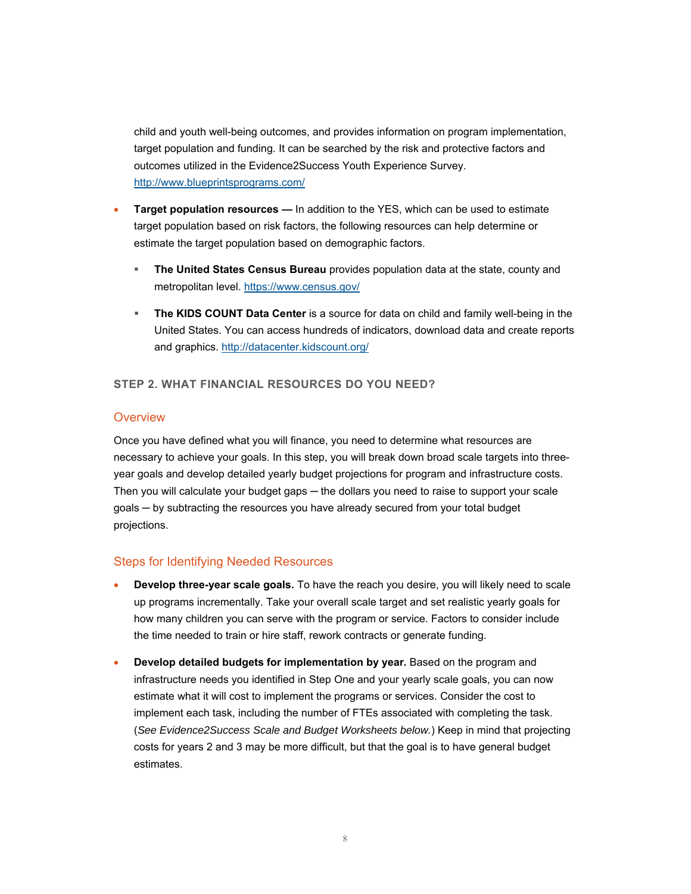child and youth well-being outcomes, and provides information on program implementation, target population and funding. It can be searched by the risk and protective factors and outcomes utilized in the Evidence2Success Youth Experience Survey. http://www.blueprintsprograms.com/

- **Target population resources —** In addition to the YES, which can be used to estimate target population based on risk factors, the following resources can help determine or estimate the target population based on demographic factors.
  - **The United States Census Bureau** provides population data at the state, county and metropolitan level. https://www.census.gov/
  - **The KIDS COUNT Data Center** is a source for data on child and family well-being in the United States. You can access hundreds of indicators, download data and create reports and graphics. http://datacenter.kidscount.org/

## STEP 2. WHAT FINANCIAL RESOURCES DO YOU NEED?

### Overview

Once you have defined what you will finance, you need to determine what resources are necessary to achieve your goals. In this step, you will break down broad scale targets into three-year goals and develop detailed yearly budget projections for program and infrastructure costs. Then you will calculate your budget gaps — the dollars you need to raise to support your scale goals — by subtracting the resources you have already secured from your total budget projections.

### Steps for Identifying Needed Resources

- **Develop three-year scale goals.** To have the reach you desire, you will likely need to scale up programs incrementally. Take your overall scale target and set realistic yearly goals for how many children you can serve with the program or service. Factors to consider include the time needed to train or hire staff, rework contracts or generate funding.
- **Develop detailed budgets for implementation by year.** Based on the program and infrastructure needs you identified in Step One and your yearly scale goals, you can now estimate what it will cost to implement the programs or services. Consider the cost to implement each task, including the number of FTEs associated with completing the task. (*See Evidence2Success Scale and Budget Worksheets below.*) Keep in mind that projecting costs for years 2 and 3 may be more difficult, but that the goal is to have general budget estimates.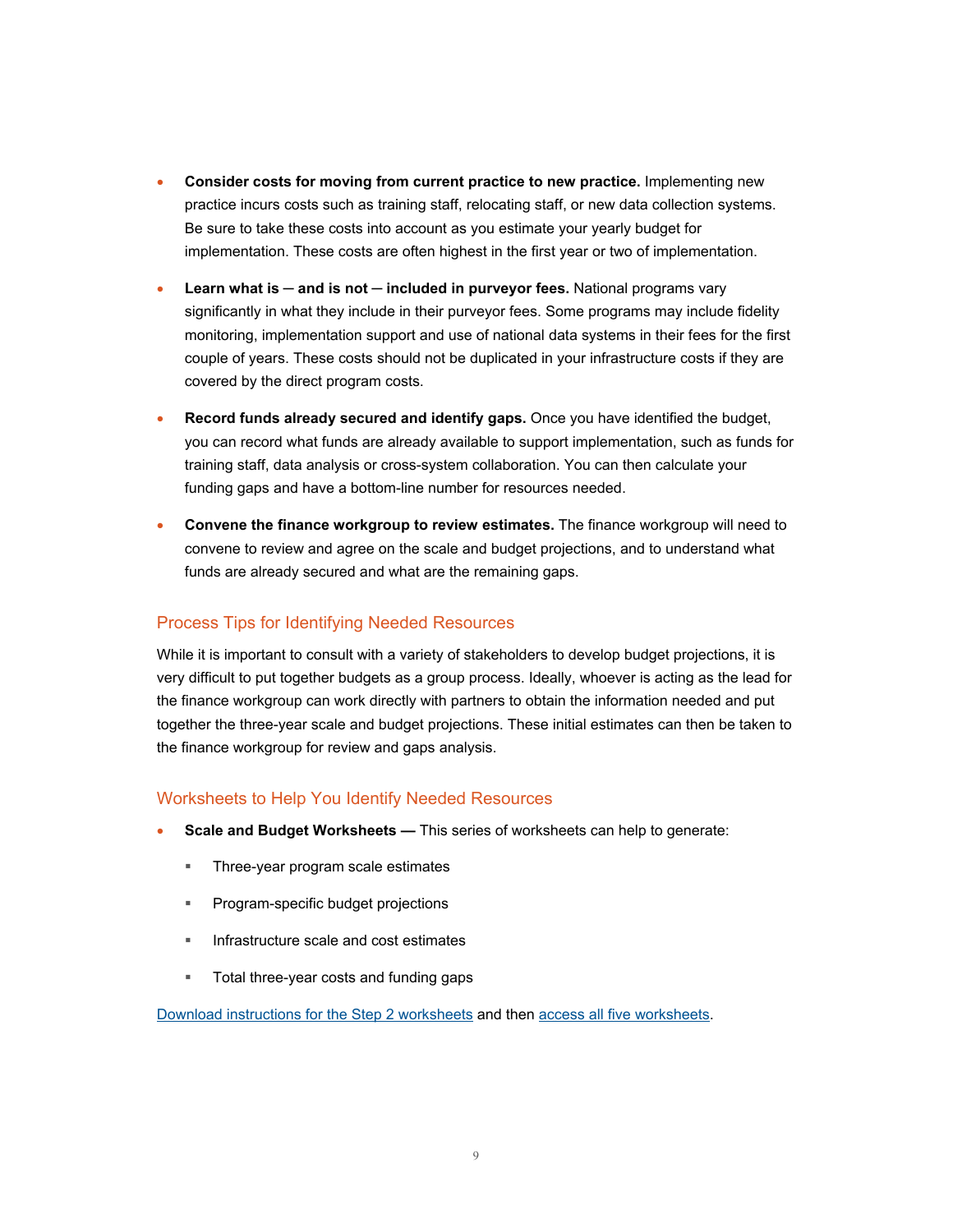- **Consider costs for moving from current practice to new practice.** Implementing new practice incurs costs such as training staff, relocating staff, or new data collection systems. Be sure to take these costs into account as you estimate your yearly budget for implementation. These costs are often highest in the first year or two of implementation.
- **Learn what is — and is not — included in purveyor fees.** National programs vary significantly in what they include in their purveyor fees. Some programs may include fidelity monitoring, implementation support and use of national data systems in their fees for the first couple of years. These costs should not be duplicated in your infrastructure costs if they are covered by the direct program costs.
- **Record funds already secured and identify gaps.** Once you have identified the budget, you can record what funds are already available to support implementation, such as funds for training staff, data analysis or cross-system collaboration. You can then calculate your funding gaps and have a bottom-line number for resources needed.
- **Convene the finance workgroup to review estimates.** The finance workgroup will need to convene to review and agree on the scale and budget projections, and to understand what funds are already secured and what are the remaining gaps.

## Process Tips for Identifying Needed Resources

While it is important to consult with a variety of stakeholders to develop budget projections, it is very difficult to put together budgets as a group process. Ideally, whoever is acting as the lead for the finance workgroup can work directly with partners to obtain the information needed and put together the three-year scale and budget projections. These initial estimates can then be taken to the finance workgroup for review and gaps analysis.

## Worksheets to Help You Identify Needed Resources

- **Scale and Budget Worksheets —** This series of worksheets can help to generate:
  - Three-year program scale estimates
  - Program-specific budget projections
  - Infrastructure scale and cost estimates
  - Total three-year costs and funding gaps

Download instructions for the Step 2 worksheets and then access all five worksheets.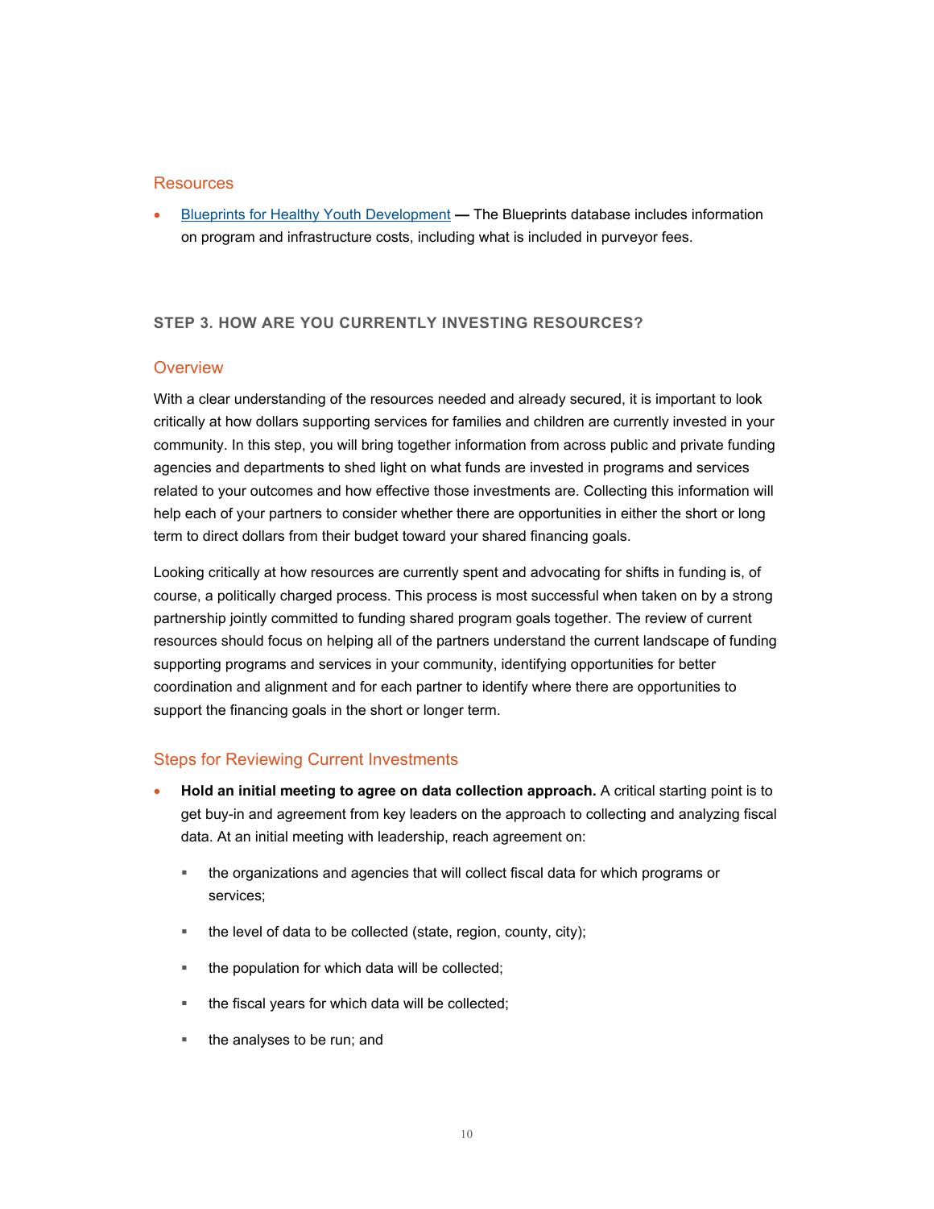### Resources

- [Blueprints for Healthy Youth Development](#) — The Blueprints database includes information on program and infrastructure costs, including what is included in purveyor fees.

## STEP 3. HOW ARE YOU CURRENTLY INVESTING RESOURCES?

### Overview

With a clear understanding of the resources needed and already secured, it is important to look critically at how dollars supporting services for families and children are currently invested in your community. In this step, you will bring together information from across public and private funding agencies and departments to shed light on what funds are invested in programs and services related to your outcomes and how effective those investments are. Collecting this information will help each of your partners to consider whether there are opportunities in either the short or long term to direct dollars from their budget toward your shared financing goals.

Looking critically at how resources are currently spent and advocating for shifts in funding is, of course, a politically charged process. This process is most successful when taken on by a strong partnership jointly committed to funding shared program goals together. The review of current resources should focus on helping all of the partners understand the current landscape of funding supporting programs and services in your community, identifying opportunities for better coordination and alignment and for each partner to identify where there are opportunities to support the financing goals in the short or longer term.

### Steps for Reviewing Current Investments

- **Hold an initial meeting to agree on data collection approach.** A critical starting point is to get buy-in and agreement from key leaders on the approach to collecting and analyzing fiscal data. At an initial meeting with leadership, reach agreement on:
  - the organizations and agencies that will collect fiscal data for which programs or services;
  - the level of data to be collected (state, region, county, city);
  - the population for which data will be collected;
  - the fiscal years for which data will be collected;
  - the analyses to be run; and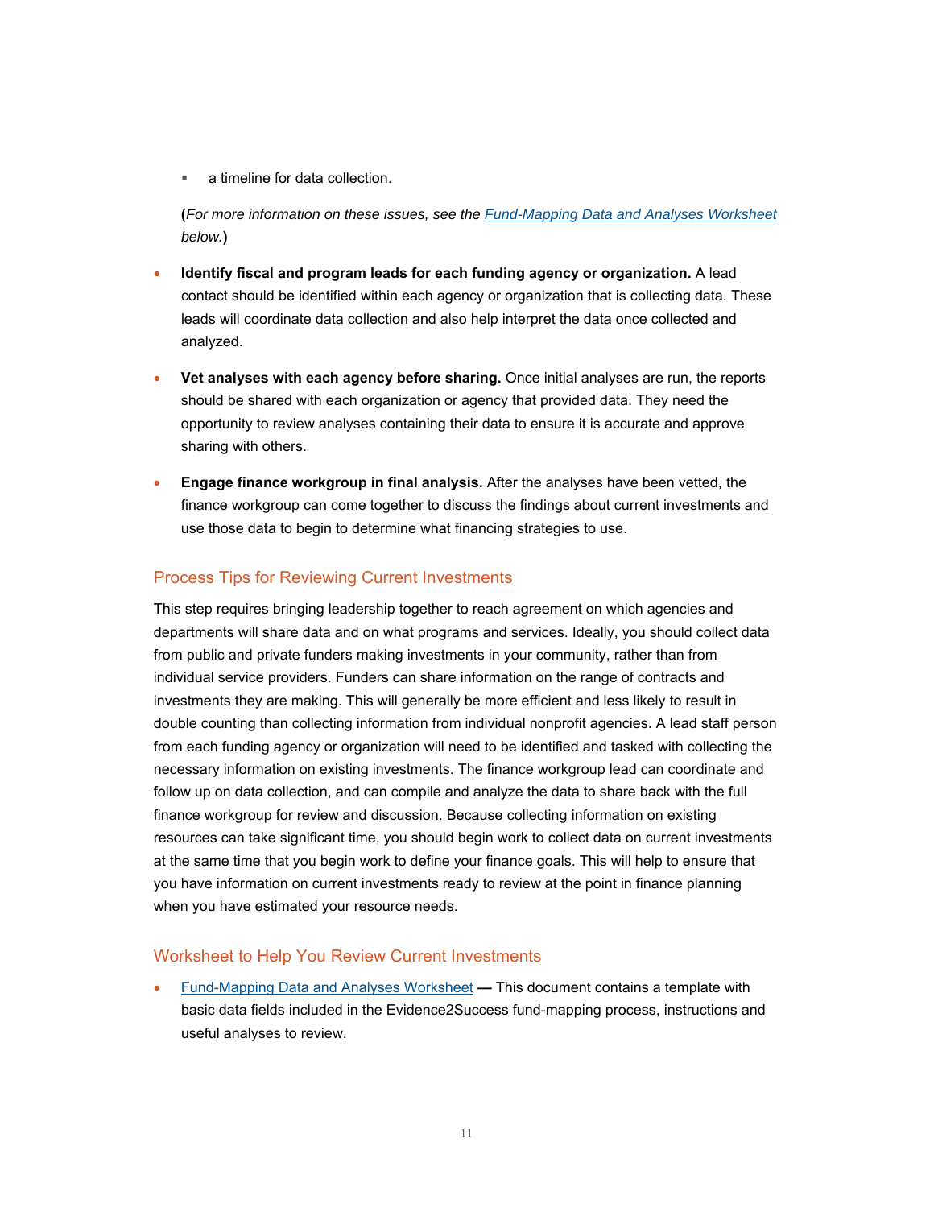- a timeline for data collection.

  **(***For more information on these issues, see the* [*Fund-Mapping Data and Analyses Worksheet*]() *below.***)**

- **Identify fiscal and program leads for each funding agency or organization.** A lead contact should be identified within each agency or organization that is collecting data. These leads will coordinate data collection and also help interpret the data once collected and analyzed.

- **Vet analyses with each agency before sharing.** Once initial analyses are run, the reports should be shared with each organization or agency that provided data. They need the opportunity to review analyses containing their data to ensure it is accurate and approve sharing with others.

- **Engage finance workgroup in final analysis.** After the analyses have been vetted, the finance workgroup can come together to discuss the findings about current investments and use those data to begin to determine what financing strategies to use.

## Process Tips for Reviewing Current Investments

This step requires bringing leadership together to reach agreement on which agencies and departments will share data and on what programs and services. Ideally, you should collect data from public and private funders making investments in your community, rather than from individual service providers. Funders can share information on the range of contracts and investments they are making. This will generally be more efficient and less likely to result in double counting than collecting information from individual nonprofit agencies. A lead staff person from each funding agency or organization will need to be identified and tasked with collecting the necessary information on existing investments. The finance workgroup lead can coordinate and follow up on data collection, and can compile and analyze the data to share back with the full finance workgroup for review and discussion. Because collecting information on existing resources can take significant time, you should begin work to collect data on current investments at the same time that you begin work to define your finance goals. This will help to ensure that you have information on current investments ready to review at the point in finance planning when you have estimated your resource needs.

## Worksheet to Help You Review Current Investments

- [Fund-Mapping Data and Analyses Worksheet]() **—** This document contains a template with basic data fields included in the Evidence2Success fund-mapping process, instructions and useful analyses to review.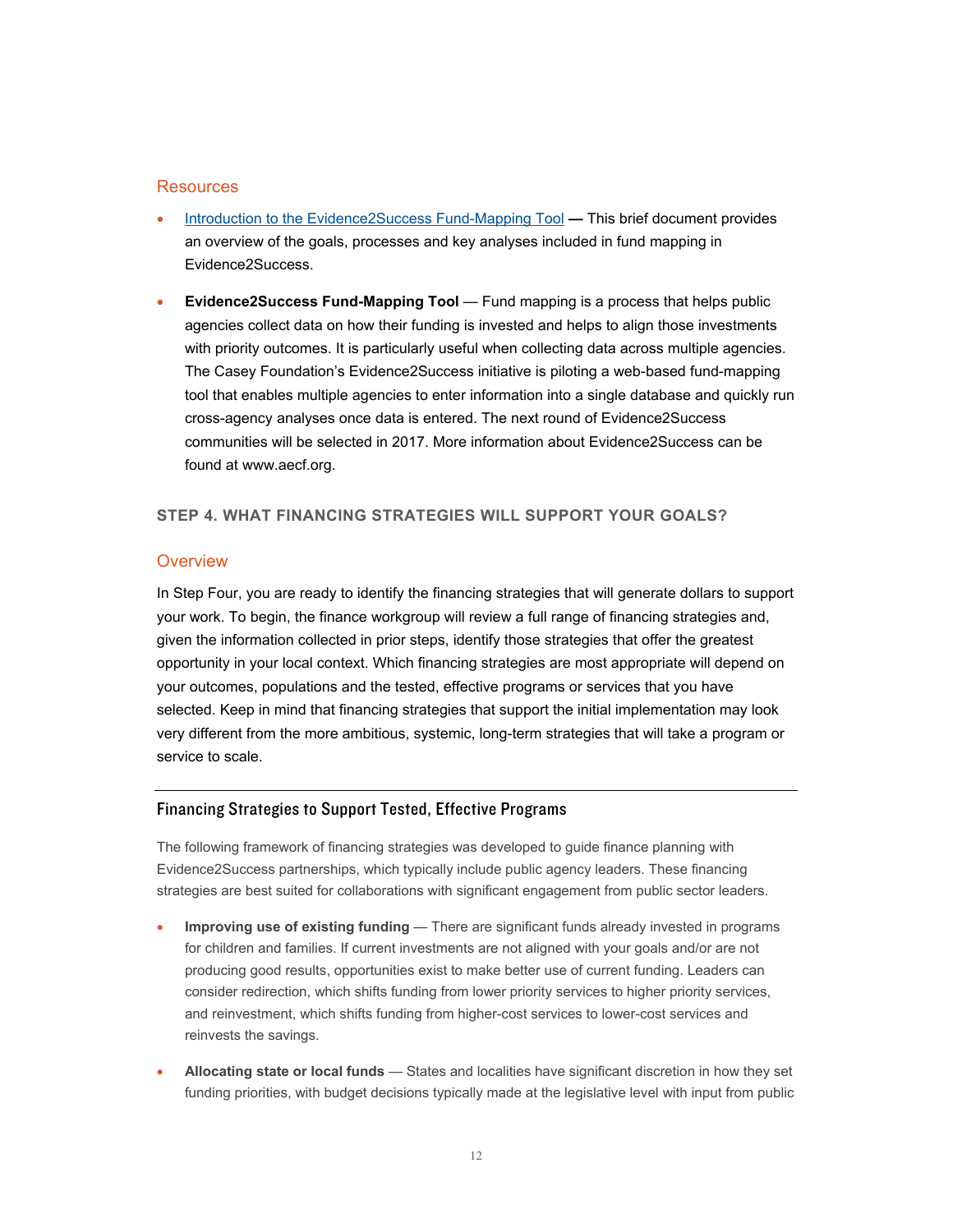## Resources

- [Introduction to the Evidence2Success Fund-Mapping Tool] **—** This brief document provides an overview of the goals, processes and key analyses included in fund mapping in Evidence2Success.
- **Evidence2Success Fund-Mapping Tool** — Fund mapping is a process that helps public agencies collect data on how their funding is invested and helps to align those investments with priority outcomes. It is particularly useful when collecting data across multiple agencies. The Casey Foundation's Evidence2Success initiative is piloting a web-based fund-mapping tool that enables multiple agencies to enter information into a single database and quickly run cross-agency analyses once data is entered. The next round of Evidence2Success communities will be selected in 2017. More information about Evidence2Success can be found at www.aecf.org.

### STEP 4. WHAT FINANCING STRATEGIES WILL SUPPORT YOUR GOALS?

## Overview

In Step Four, you are ready to identify the financing strategies that will generate dollars to support your work. To begin, the finance workgroup will review a full range of financing strategies and, given the information collected in prior steps, identify those strategies that offer the greatest opportunity in your local context. Which financing strategies are most appropriate will depend on your outcomes, populations and the tested, effective programs or services that you have selected. Keep in mind that financing strategies that support the initial implementation may look very different from the more ambitious, systemic, long-term strategies that will take a program or service to scale.

---

### Financing Strategies to Support Tested, Effective Programs

The following framework of financing strategies was developed to guide finance planning with Evidence2Success partnerships, which typically include public agency leaders. These financing strategies are best suited for collaborations with significant engagement from public sector leaders.

- **Improving use of existing funding** — There are significant funds already invested in programs for children and families. If current investments are not aligned with your goals and/or are not producing good results, opportunities exist to make better use of current funding. Leaders can consider redirection, which shifts funding from lower priority services to higher priority services, and reinvestment, which shifts funding from higher-cost services to lower-cost services and reinvests the savings.
- **Allocating state or local funds** — States and localities have significant discretion in how they set funding priorities, with budget decisions typically made at the legislative level with input from public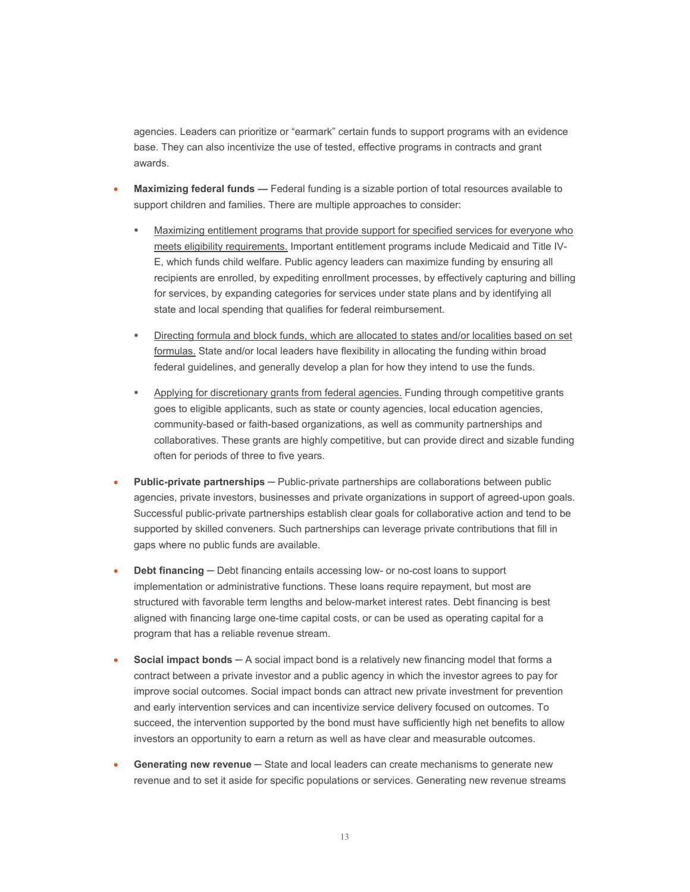agencies. Leaders can prioritize or "earmark" certain funds to support programs with an evidence base. They can also incentivize the use of tested, effective programs in contracts and grant awards.

- **Maximizing federal funds —** Federal funding is a sizable portion of total resources available to support children and families. There are multiple approaches to consider:
  - Maximizing entitlement programs that provide support for specified services for everyone who meets eligibility requirements. Important entitlement programs include Medicaid and Title IV-E, which funds child welfare. Public agency leaders can maximize funding by ensuring all recipients are enrolled, by expediting enrollment processes, by effectively capturing and billing for services, by expanding categories for services under state plans and by identifying all state and local spending that qualifies for federal reimbursement.
  - Directing formula and block funds, which are allocated to states and/or localities based on set formulas. State and/or local leaders have flexibility in allocating the funding within broad federal guidelines, and generally develop a plan for how they intend to use the funds.
  - Applying for discretionary grants from federal agencies. Funding through competitive grants goes to eligible applicants, such as state or county agencies, local education agencies, community-based or faith-based organizations, as well as community partnerships and collaboratives. These grants are highly competitive, but can provide direct and sizable funding often for periods of three to five years.

- **Public-private partnerships** — Public-private partnerships are collaborations between public agencies, private investors, businesses and private organizations in support of agreed-upon goals. Successful public-private partnerships establish clear goals for collaborative action and tend to be supported by skilled conveners. Such partnerships can leverage private contributions that fill in gaps where no public funds are available.

- **Debt financing** — Debt financing entails accessing low- or no-cost loans to support implementation or administrative functions. These loans require repayment, but most are structured with favorable term lengths and below-market interest rates. Debt financing is best aligned with financing large one-time capital costs, or can be used as operating capital for a program that has a reliable revenue stream.

- **Social impact bonds** — A social impact bond is a relatively new financing model that forms a contract between a private investor and a public agency in which the investor agrees to pay for improve social outcomes. Social impact bonds can attract new private investment for prevention and early intervention services and can incentivize service delivery focused on outcomes. To succeed, the intervention supported by the bond must have sufficiently high net benefits to allow investors an opportunity to earn a return as well as have clear and measurable outcomes.

- **Generating new revenue** — State and local leaders can create mechanisms to generate new revenue and to set it aside for specific populations or services. Generating new revenue streams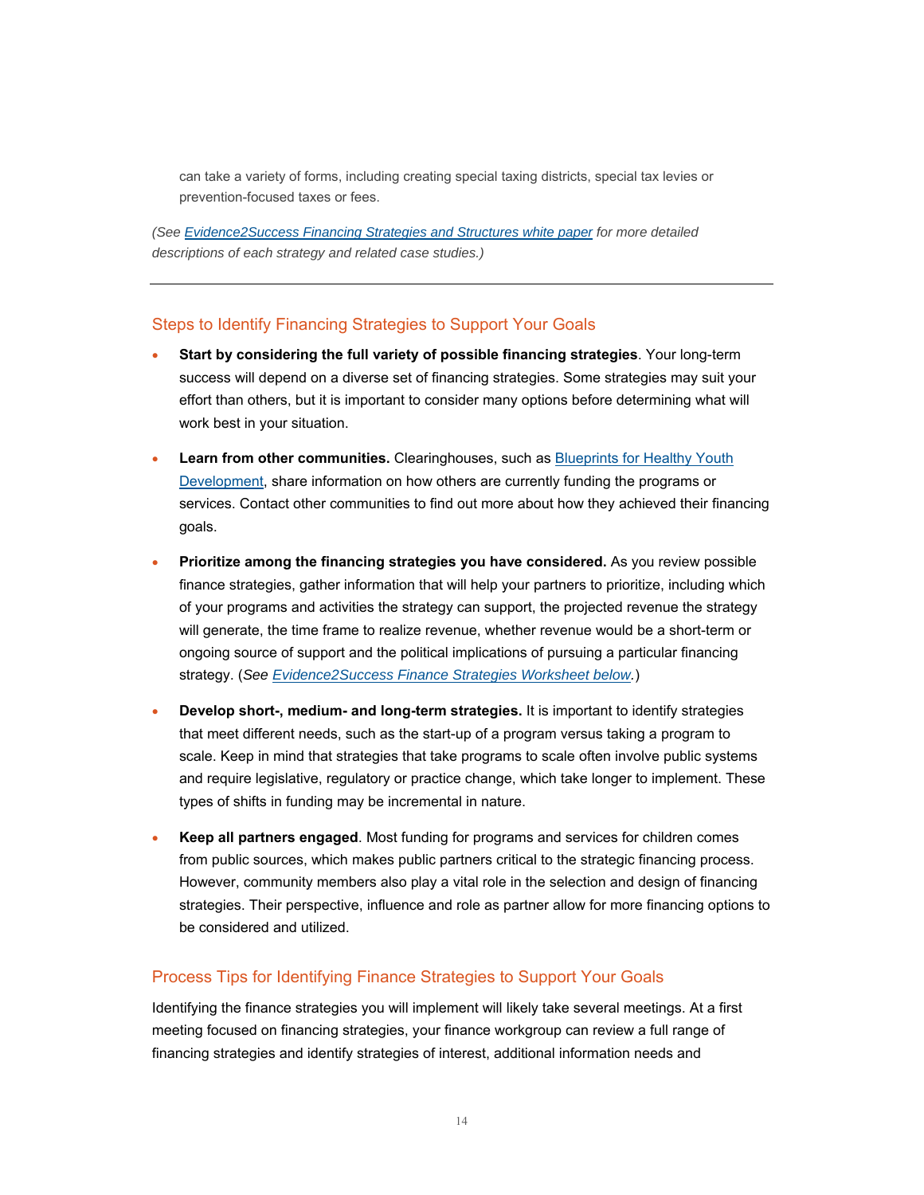can take a variety of forms, including creating special taxing districts, special tax levies or prevention-focused taxes or fees.

*(See [Evidence2Success Financing Strategies and Structures white paper]() for more detailed descriptions of each strategy and related case studies.)*

---

## Steps to Identify Financing Strategies to Support Your Goals

- **Start by considering the full variety of possible financing strategies**. Your long-term success will depend on a diverse set of financing strategies. Some strategies may suit your effort than others, but it is important to consider many options before determining what will work best in your situation.
- **Learn from other communities.** Clearinghouses, such as [Blueprints for Healthy Youth Development](), share information on how others are currently funding the programs or services. Contact other communities to find out more about how they achieved their financing goals.
- **Prioritize among the financing strategies you have considered.** As you review possible finance strategies, gather information that will help your partners to prioritize, including which of your programs and activities the strategy can support, the projected revenue the strategy will generate, the time frame to realize revenue, whether revenue would be a short-term or ongoing source of support and the political implications of pursuing a particular financing strategy. (*See [Evidence2Success Finance Strategies Worksheet below]().*)
- **Develop short-, medium- and long-term strategies.** It is important to identify strategies that meet different needs, such as the start-up of a program versus taking a program to scale. Keep in mind that strategies that take programs to scale often involve public systems and require legislative, regulatory or practice change, which take longer to implement. These types of shifts in funding may be incremental in nature.
- **Keep all partners engaged**. Most funding for programs and services for children comes from public sources, which makes public partners critical to the strategic financing process. However, community members also play a vital role in the selection and design of financing strategies. Their perspective, influence and role as partner allow for more financing options to be considered and utilized.

## Process Tips for Identifying Finance Strategies to Support Your Goals

Identifying the finance strategies you will implement will likely take several meetings. At a first meeting focused on financing strategies, your finance workgroup can review a full range of financing strategies and identify strategies of interest, additional information needs and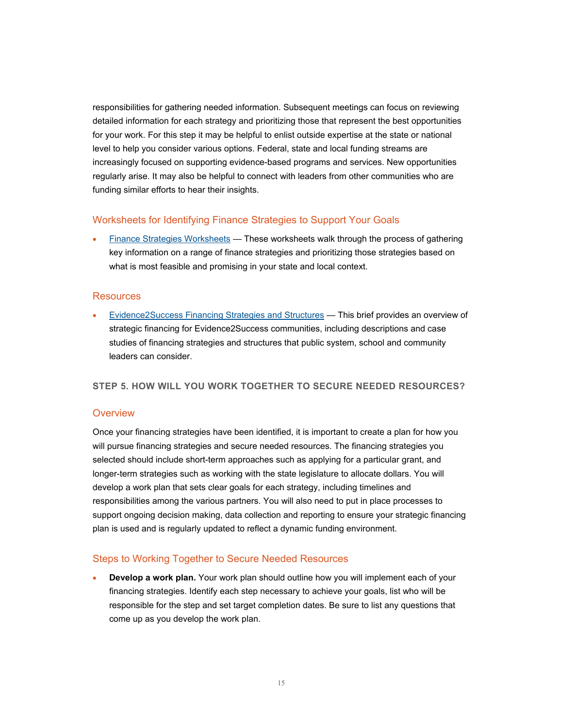responsibilities for gathering needed information. Subsequent meetings can focus on reviewing detailed information for each strategy and prioritizing those that represent the best opportunities for your work. For this step it may be helpful to enlist outside expertise at the state or national level to help you consider various options. Federal, state and local funding streams are increasingly focused on supporting evidence-based programs and services. New opportunities regularly arise. It may also be helpful to connect with leaders from other communities who are funding similar efforts to hear their insights.

### Worksheets for Identifying Finance Strategies to Support Your Goals

- Finance Strategies Worksheets — These worksheets walk through the process of gathering key information on a range of finance strategies and prioritizing those strategies based on what is most feasible and promising in your state and local context.

### Resources

- Evidence2Success Financing Strategies and Structures — This brief provides an overview of strategic financing for Evidence2Success communities, including descriptions and case studies of financing strategies and structures that public system, school and community leaders can consider.

## STEP 5. HOW WILL YOU WORK TOGETHER TO SECURE NEEDED RESOURCES?

### Overview

Once your financing strategies have been identified, it is important to create a plan for how you will pursue financing strategies and secure needed resources. The financing strategies you selected should include short-term approaches such as applying for a particular grant, and longer-term strategies such as working with the state legislature to allocate dollars. You will develop a work plan that sets clear goals for each strategy, including timelines and responsibilities among the various partners. You will also need to put in place processes to support ongoing decision making, data collection and reporting to ensure your strategic financing plan is used and is regularly updated to reflect a dynamic funding environment.

### Steps to Working Together to Secure Needed Resources

- **Develop a work plan.** Your work plan should outline how you will implement each of your financing strategies. Identify each step necessary to achieve your goals, list who will be responsible for the step and set target completion dates. Be sure to list any questions that come up as you develop the work plan.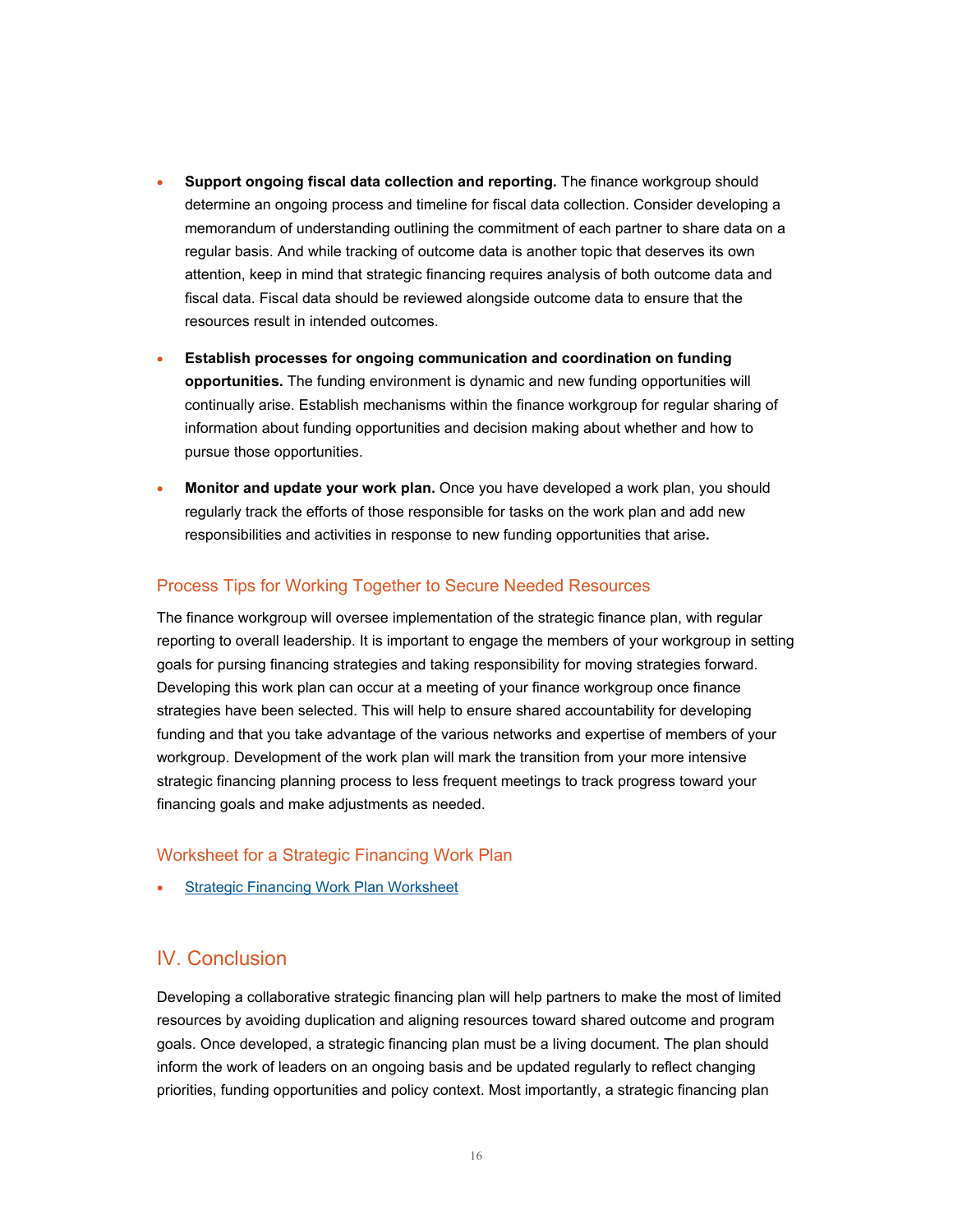- **Support ongoing fiscal data collection and reporting.** The finance workgroup should determine an ongoing process and timeline for fiscal data collection. Consider developing a memorandum of understanding outlining the commitment of each partner to share data on a regular basis. And while tracking of outcome data is another topic that deserves its own attention, keep in mind that strategic financing requires analysis of both outcome data and fiscal data. Fiscal data should be reviewed alongside outcome data to ensure that the resources result in intended outcomes.
- **Establish processes for ongoing communication and coordination on funding opportunities.** The funding environment is dynamic and new funding opportunities will continually arise. Establish mechanisms within the finance workgroup for regular sharing of information about funding opportunities and decision making about whether and how to pursue those opportunities.
- **Monitor and update your work plan.** Once you have developed a work plan, you should regularly track the efforts of those responsible for tasks on the work plan and add new responsibilities and activities in response to new funding opportunities that arise**.**

### Process Tips for Working Together to Secure Needed Resources

The finance workgroup will oversee implementation of the strategic finance plan, with regular reporting to overall leadership. It is important to engage the members of your workgroup in setting goals for pursing financing strategies and taking responsibility for moving strategies forward. Developing this work plan can occur at a meeting of your finance workgroup once finance strategies have been selected. This will help to ensure shared accountability for developing funding and that you take advantage of the various networks and expertise of members of your workgroup. Development of the work plan will mark the transition from your more intensive strategic financing planning process to less frequent meetings to track progress toward your financing goals and make adjustments as needed.

### Worksheet for a Strategic Financing Work Plan

- Strategic Financing Work Plan Worksheet

## IV. Conclusion

Developing a collaborative strategic financing plan will help partners to make the most of limited resources by avoiding duplication and aligning resources toward shared outcome and program goals. Once developed, a strategic financing plan must be a living document. The plan should inform the work of leaders on an ongoing basis and be updated regularly to reflect changing priorities, funding opportunities and policy context. Most importantly, a strategic financing plan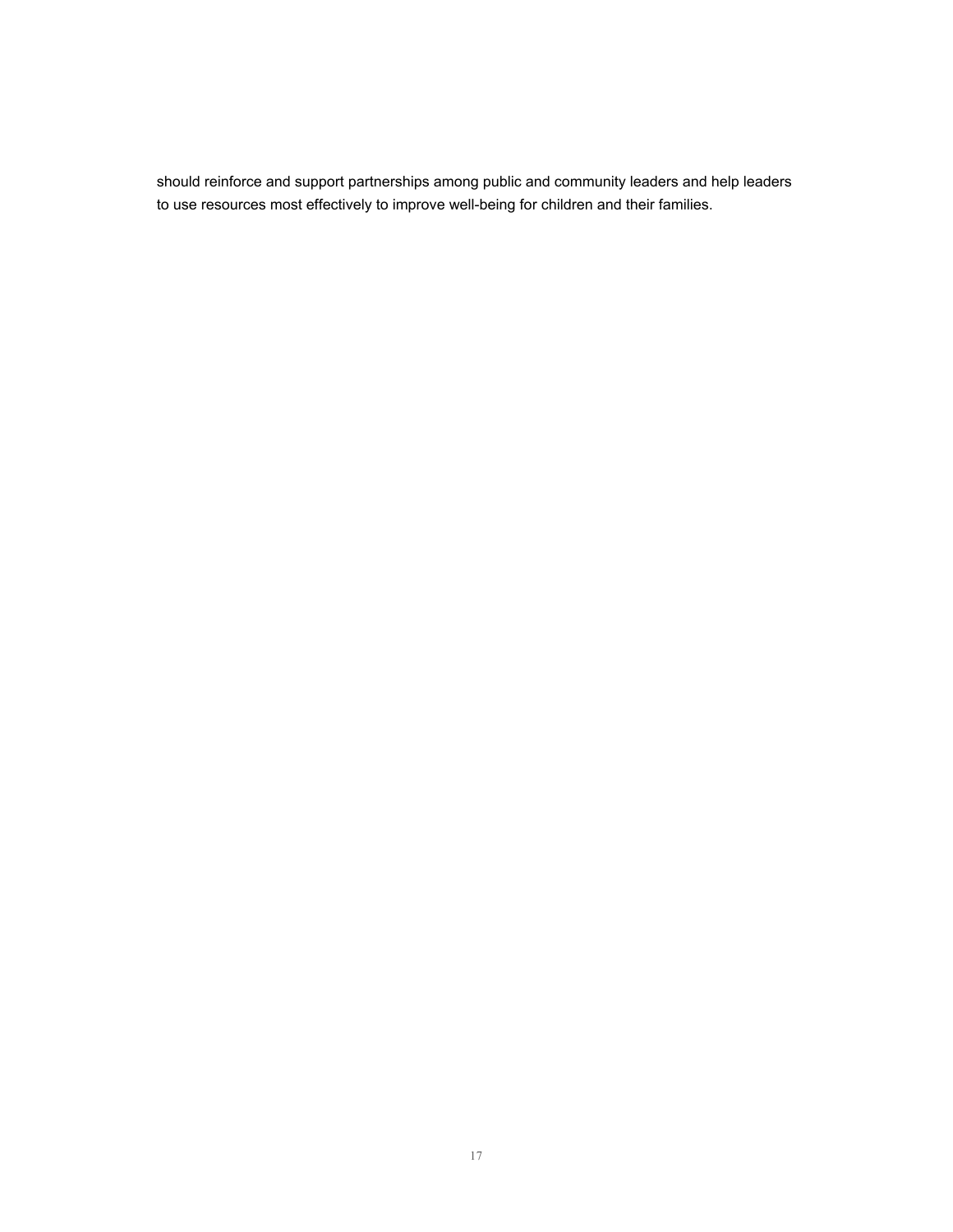should reinforce and support partnerships among public and community leaders and help leaders to use resources most effectively to improve well-being for children and their families.